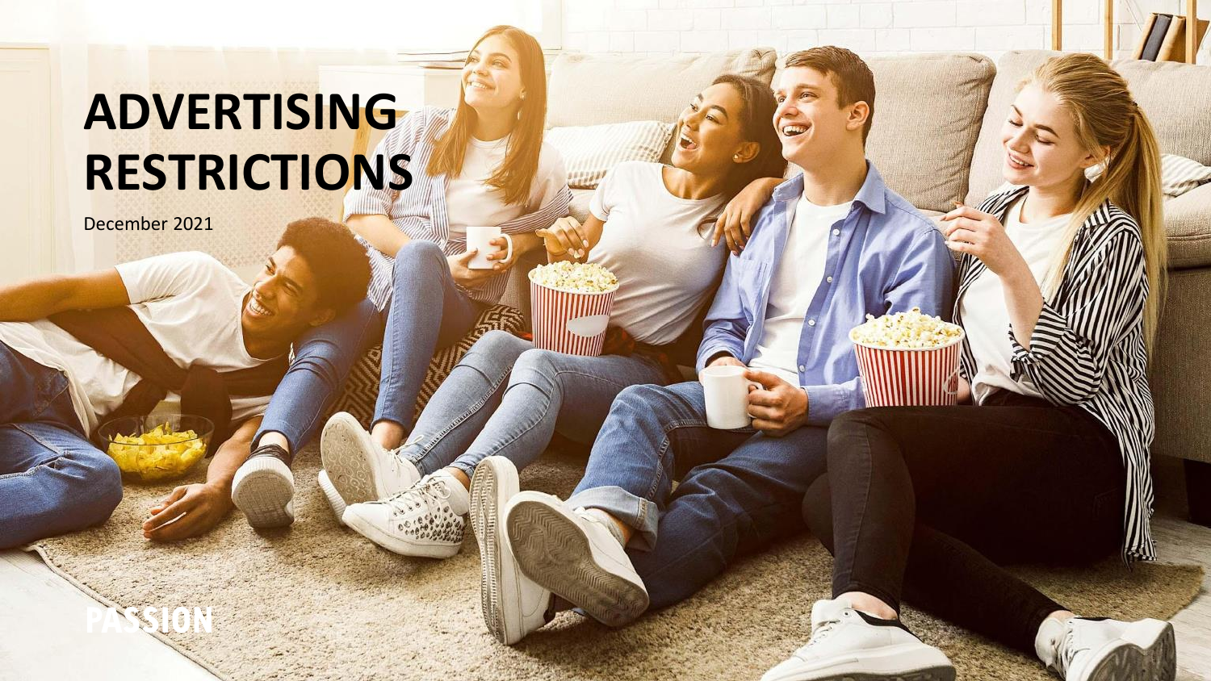# ADVERTISING RESTRICTIONS

December 2021

PASSION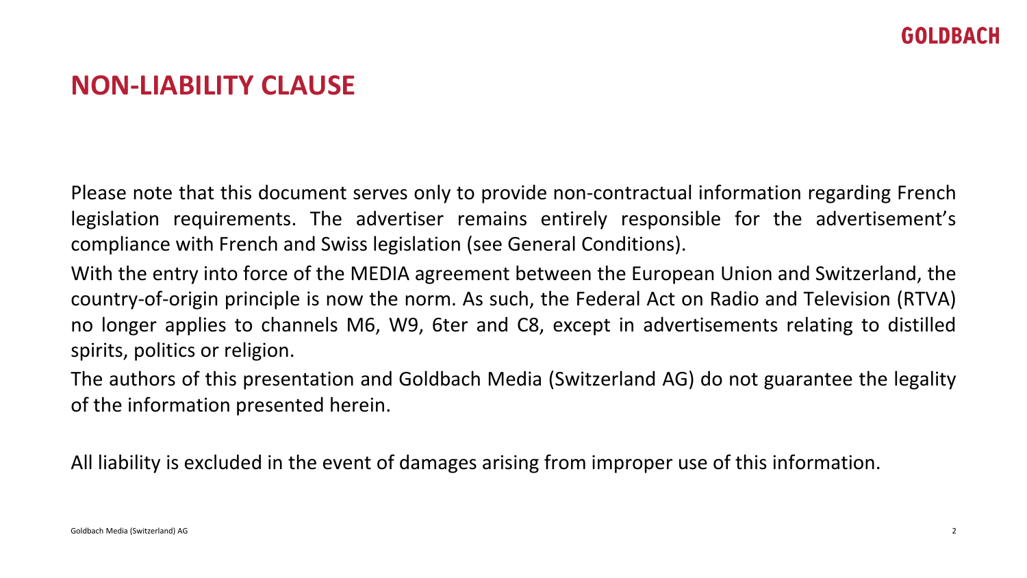# NON-LIABILITY CLAUSE

Please note that this document serves only to provide non-contractual information regarding French legislation requirements. The advertiser remains entirely responsible for the advertisement's compliance with French and Swiss legislation (see General Conditions).

With the entry into force of the MEDIA agreement between the European Union and Switzerland, the country-of-origin principle is now the norm. As such, the Federal Act on Radio and Television (RTVA) no longer applies to channels M6, W9, 6ter and C8, except in advertisements relating to distilled spirits, politics or religion.

The authors of this presentation and Goldbach Media (Switzerland AG) do not guarantee the legality of the information presented herein.

All liability is excluded in the event of damages arising from improper use of this information.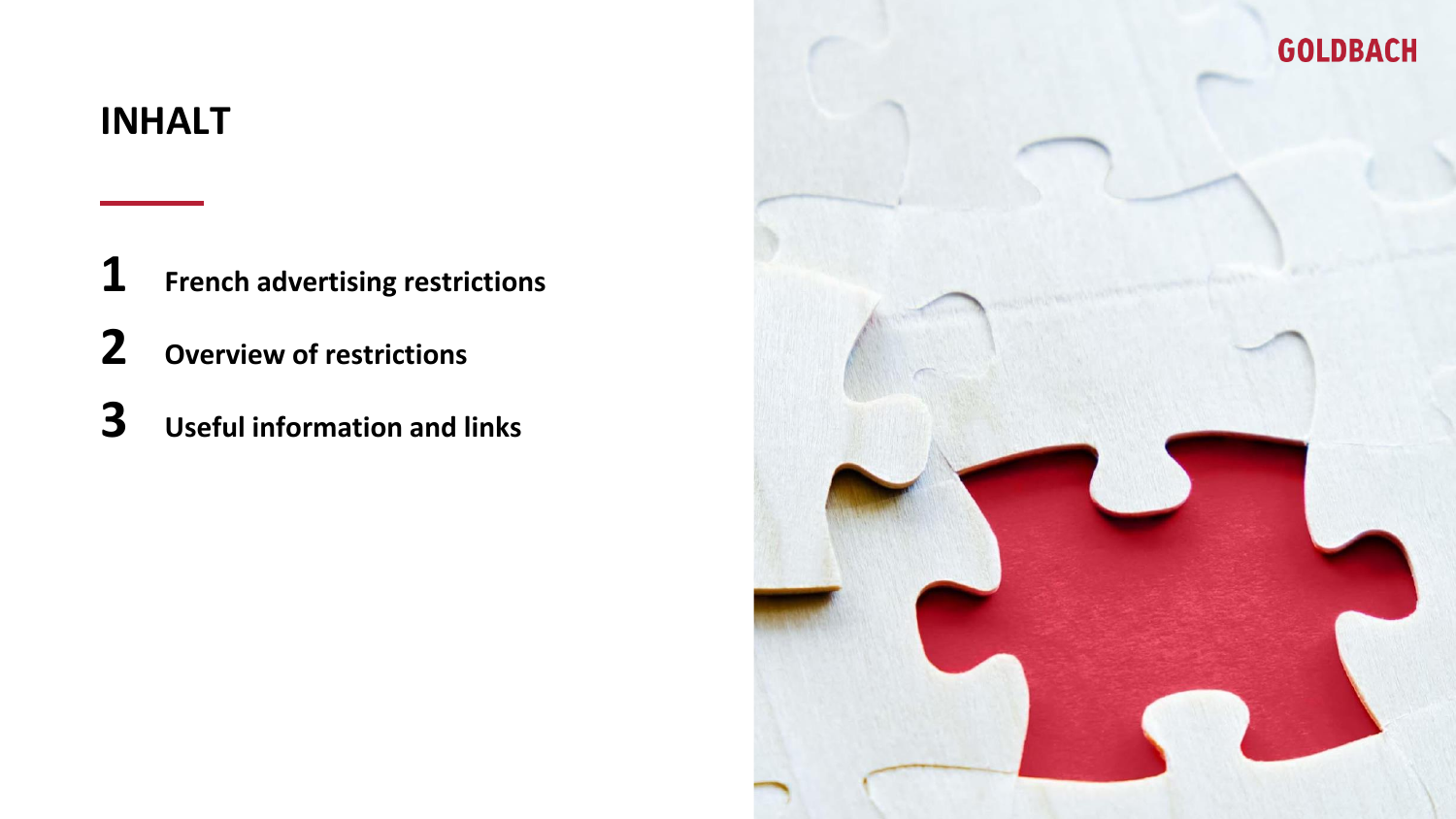# INHALT

1. **French advertising restrictions**
2. **Overview of restrictions**
3. **Useful information and links**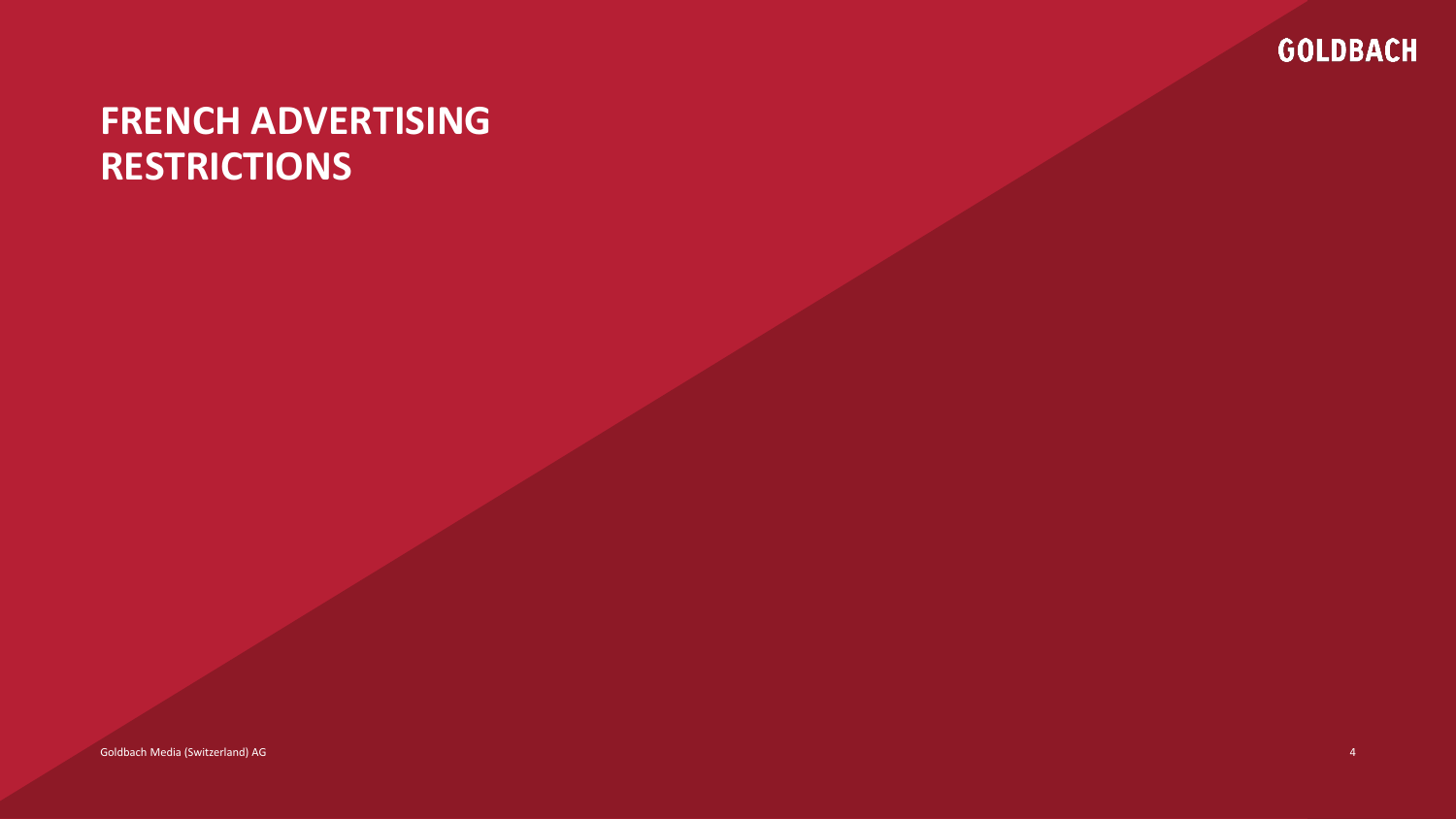# FRENCH ADVERTISING RESTRICTIONS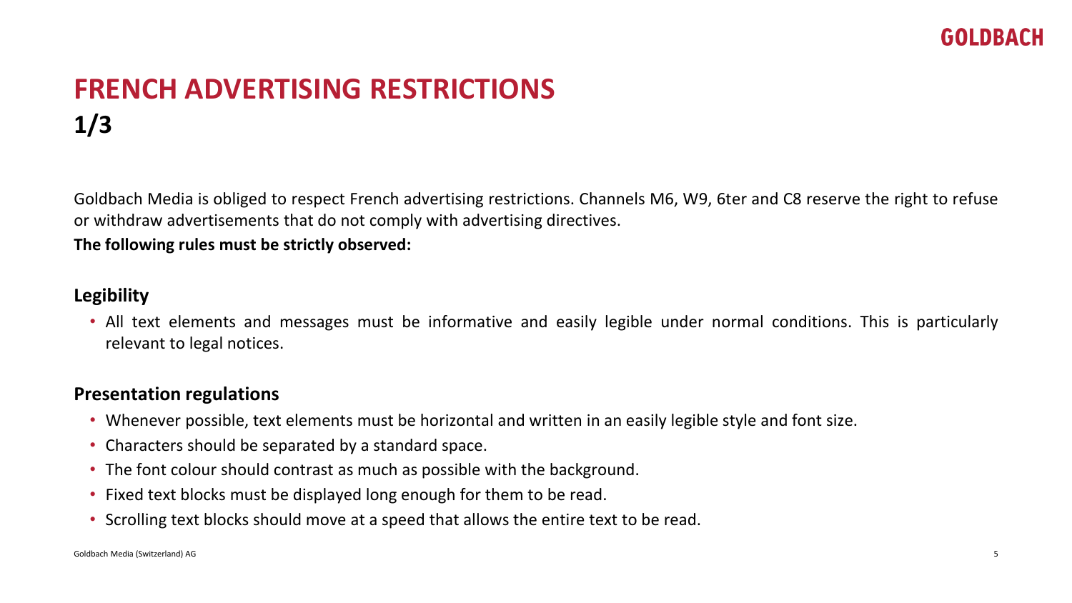# FRENCH ADVERTISING RESTRICTIONS
## 1/3

Goldbach Media is obliged to respect French advertising restrictions. Channels M6, W9, 6ter and C8 reserve the right to refuse or withdraw advertisements that do not comply with advertising directives.

**The following rules must be strictly observed:**

### Legibility

- All text elements and messages must be informative and easily legible under normal conditions. This is particularly relevant to legal notices.

### Presentation regulations

- Whenever possible, text elements must be horizontal and written in an easily legible style and font size.
- Characters should be separated by a standard space.
- The font colour should contrast as much as possible with the background.
- Fixed text blocks must be displayed long enough for them to be read.
- Scrolling text blocks should move at a speed that allows the entire text to be read.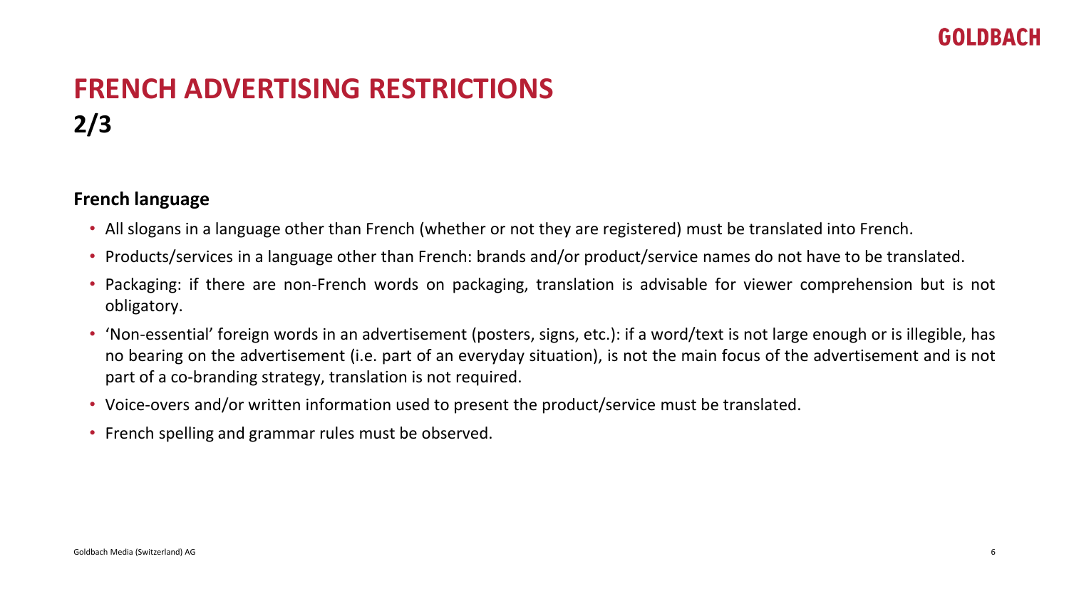# FRENCH ADVERTISING RESTRICTIONS
## 2/3

**French language**

- All slogans in a language other than French (whether or not they are registered) must be translated into French.
- Products/services in a language other than French: brands and/or product/service names do not have to be translated.
- Packaging: if there are non-French words on packaging, translation is advisable for viewer comprehension but is not obligatory.
- 'Non-essential' foreign words in an advertisement (posters, signs, etc.): if a word/text is not large enough or is illegible, has no bearing on the advertisement (i.e. part of an everyday situation), is not the main focus of the advertisement and is not part of a co-branding strategy, translation is not required.
- Voice-overs and/or written information used to present the product/service must be translated.
- French spelling and grammar rules must be observed.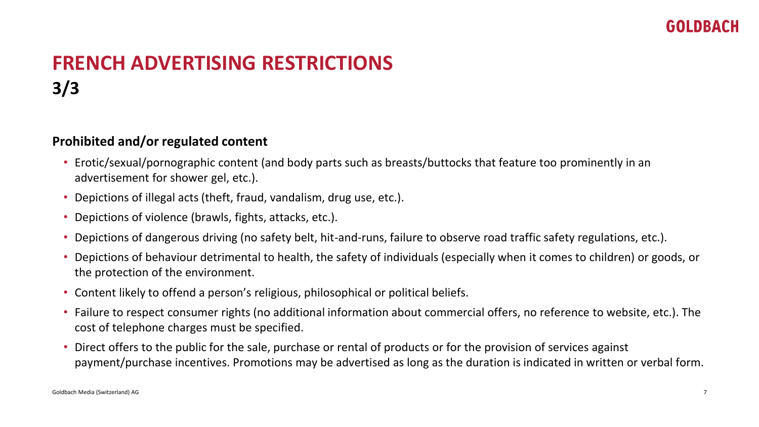# FRENCH ADVERTISING RESTRICTIONS
## 3/3

**Prohibited and/or regulated content**

- Erotic/sexual/pornographic content (and body parts such as breasts/buttocks that feature too prominently in an advertisement for shower gel, etc.).
- Depictions of illegal acts (theft, fraud, vandalism, drug use, etc.).
- Depictions of violence (brawls, fights, attacks, etc.).
- Depictions of dangerous driving (no safety belt, hit-and-runs, failure to observe road traffic safety regulations, etc.).
- Depictions of behaviour detrimental to health, the safety of individuals (especially when it comes to children) or goods, or the protection of the environment.
- Content likely to offend a person's religious, philosophical or political beliefs.
- Failure to respect consumer rights (no additional information about commercial offers, no reference to website, etc.). The cost of telephone charges must be specified.
- Direct offers to the public for the sale, purchase or rental of products or for the provision of services against payment/purchase incentives. Promotions may be advertised as long as the duration is indicated in written or verbal form.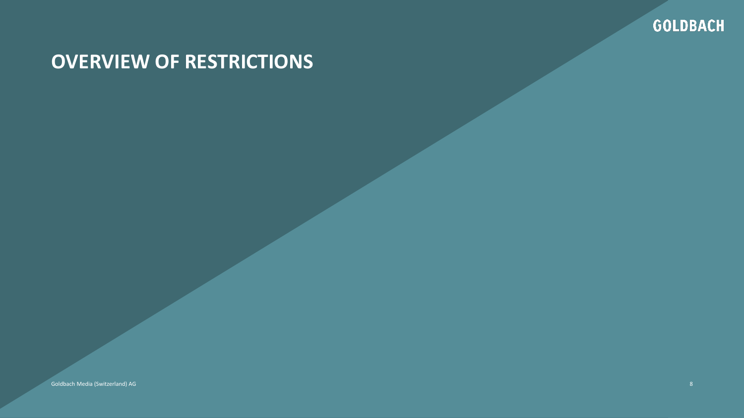# OVERVIEW OF RESTRICTIONS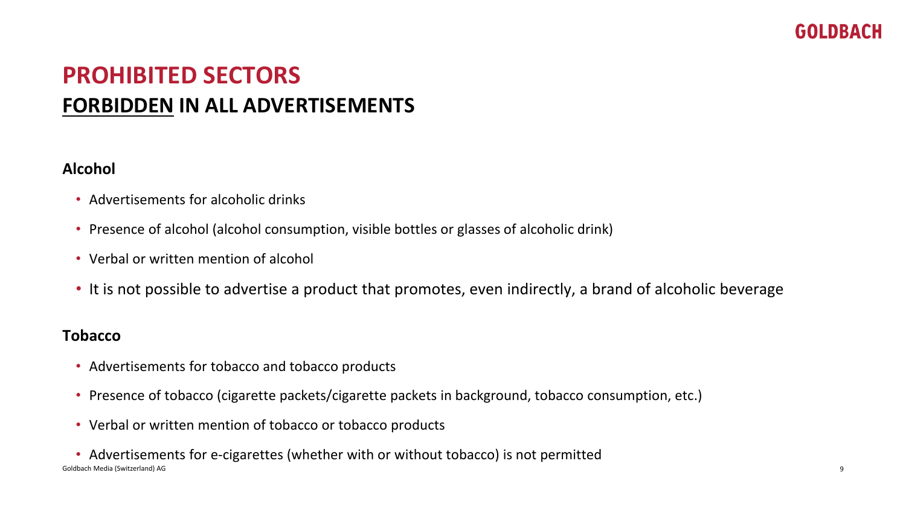# PROHIBITED SECTORS

## <u>FORBIDDEN</u> IN ALL ADVERTISEMENTS

**Alcohol**

- Advertisements for alcoholic drinks
- Presence of alcohol (alcohol consumption, visible bottles or glasses of alcoholic drink)
- Verbal or written mention of alcohol
- It is not possible to advertise a product that promotes, even indirectly, a brand of alcoholic beverage

**Tobacco**

- Advertisements for tobacco and tobacco products
- Presence of tobacco (cigarette packets/cigarette packets in background, tobacco consumption, etc.)
- Verbal or written mention of tobacco or tobacco products
- Advertisements for e-cigarettes (whether with or without tobacco) is not permitted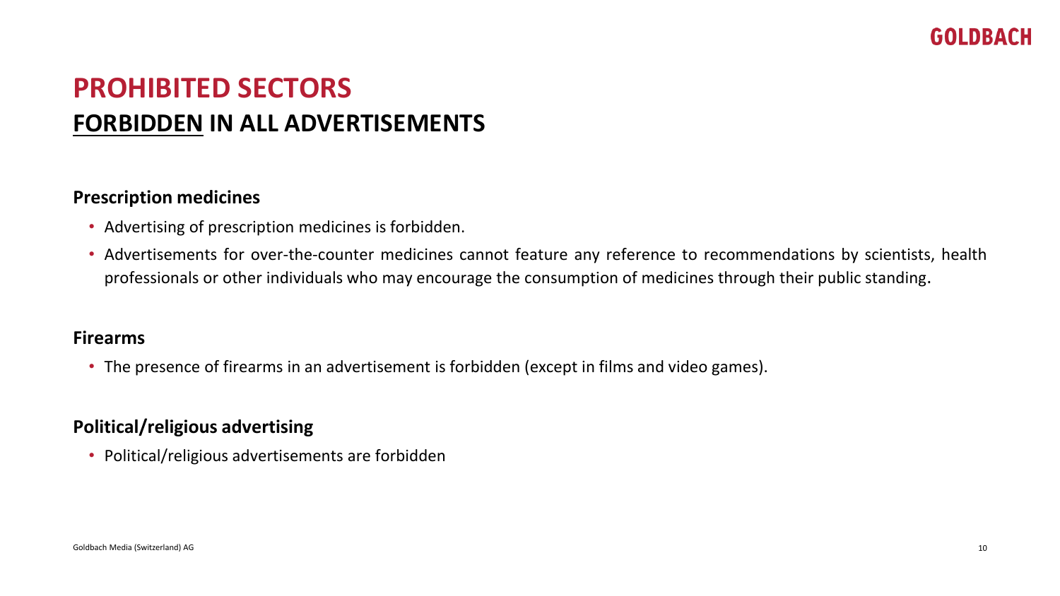# PROHIBITED SECTORS

## FORBIDDEN IN ALL ADVERTISEMENTS

**Prescription medicines**

- Advertising of prescription medicines is forbidden.
- Advertisements for over-the-counter medicines cannot feature any reference to recommendations by scientists, health professionals or other individuals who may encourage the consumption of medicines through their public standing.

**Firearms**

- The presence of firearms in an advertisement is forbidden (except in films and video games).

**Political/religious advertising**

- Political/religious advertisements are forbidden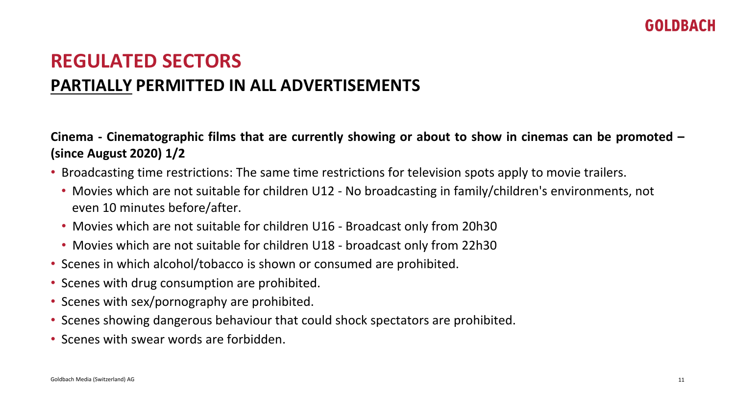# REGULATED SECTORS

## <u>PARTIALLY</u> PERMITTED IN ALL ADVERTISEMENTS

**Cinema - Cinematographic films that are currently showing or about to show in cinemas can be promoted – (since August 2020) 1/2**

- Broadcasting time restrictions: The same time restrictions for television spots apply to movie trailers.
  - Movies which are not suitable for children U12 - No broadcasting in family/children's environments, not even 10 minutes before/after.
  - Movies which are not suitable for children U16 - Broadcast only from 20h30
  - Movies which are not suitable for children U18 - broadcast only from 22h30
- Scenes in which alcohol/tobacco is shown or consumed are prohibited.
- Scenes with drug consumption are prohibited.
- Scenes with sex/pornography are prohibited.
- Scenes showing dangerous behaviour that could shock spectators are prohibited.
- Scenes with swear words are forbidden.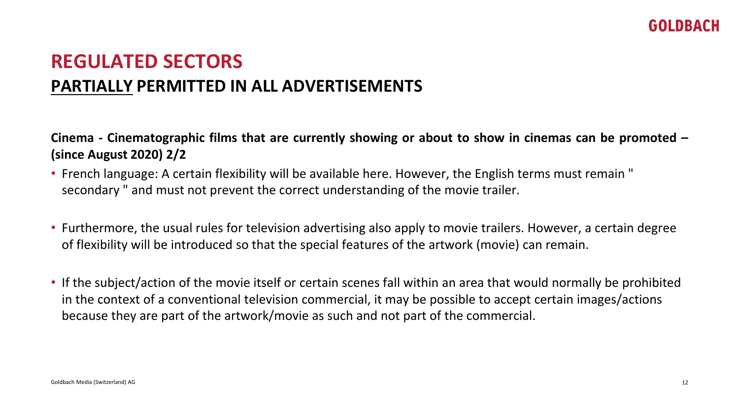# REGULATED SECTORS

## PARTIALLY PERMITTED IN ALL ADVERTISEMENTS

**Cinema - Cinematographic films that are currently showing or about to show in cinemas can be promoted – (since August 2020) 2/2**

- French language: A certain flexibility will be available here. However, the English terms must remain " secondary " and must not prevent the correct understanding of the movie trailer.

- Furthermore, the usual rules for television advertising also apply to movie trailers. However, a certain degree of flexibility will be introduced so that the special features of the artwork (movie) can remain.

- If the subject/action of the movie itself or certain scenes fall within an area that would normally be prohibited in the context of a conventional television commercial, it may be possible to accept certain images/actions because they are part of the artwork/movie as such and not part of the commercial.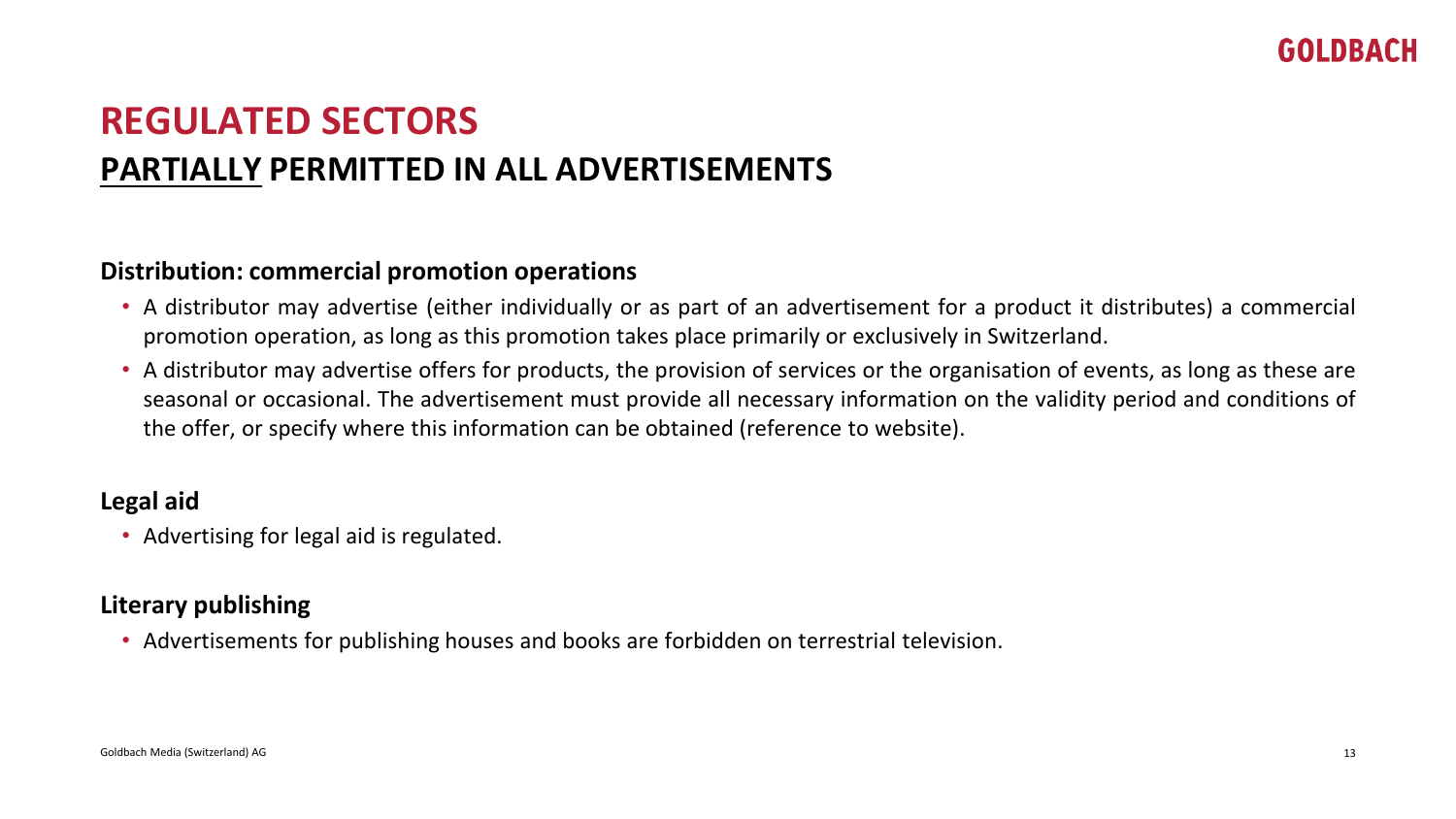# REGULATED SECTORS

## PARTIALLY PERMITTED IN ALL ADVERTISEMENTS

### Distribution: commercial promotion operations

- A distributor may advertise (either individually or as part of an advertisement for a product it distributes) a commercial promotion operation, as long as this promotion takes place primarily or exclusively in Switzerland.
- A distributor may advertise offers for products, the provision of services or the organisation of events, as long as these are seasonal or occasional. The advertisement must provide all necessary information on the validity period and conditions of the offer, or specify where this information can be obtained (reference to website).

### Legal aid

- Advertising for legal aid is regulated.

### Literary publishing

- Advertisements for publishing houses and books are forbidden on terrestrial television.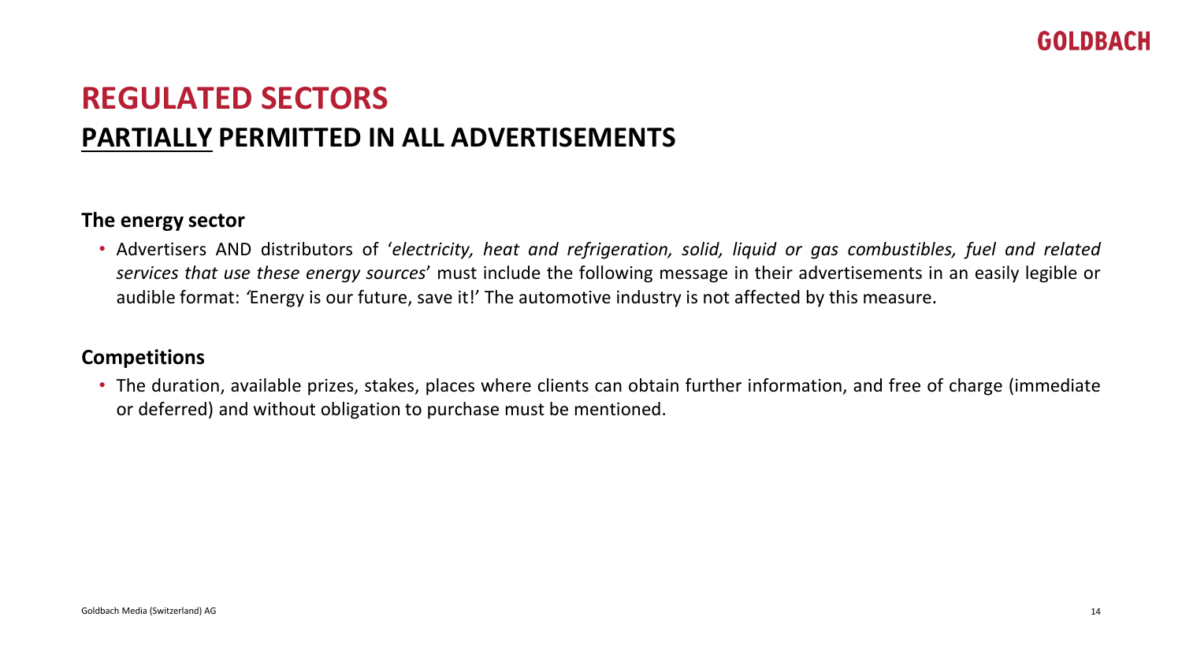# REGULATED SECTORS

## <u>PARTIALLY</u> PERMITTED IN ALL ADVERTISEMENTS

### The energy sector

- Advertisers AND distributors of '*electricity, heat and refrigeration, solid, liquid or gas combustibles, fuel and related services that use these energy sources*' must include the following message in their advertisements in an easily legible or audible format: *'*Energy is our future, save it!' The automotive industry is not affected by this measure.

### Competitions

- The duration, available prizes, stakes, places where clients can obtain further information, and free of charge (immediate or deferred) and without obligation to purchase must be mentioned.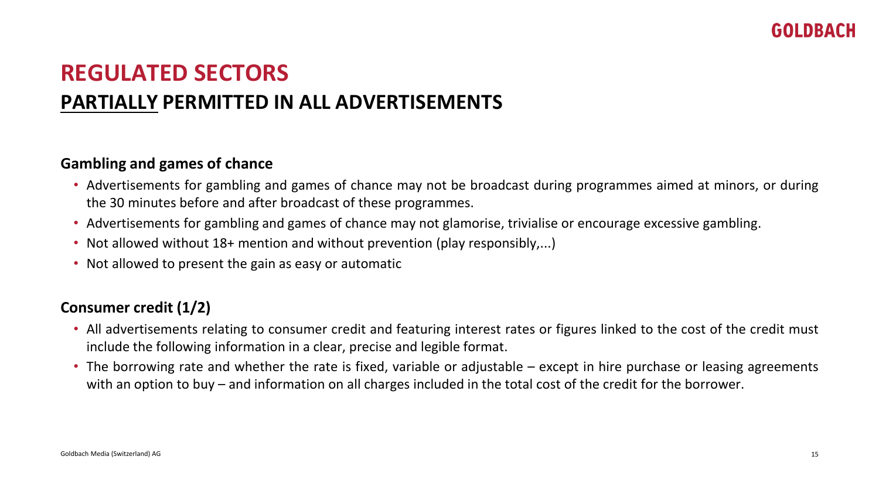# REGULATED SECTORS

## PARTIALLY PERMITTED IN ALL ADVERTISEMENTS

**Gambling and games of chance**

- Advertisements for gambling and games of chance may not be broadcast during programmes aimed at minors, or during the 30 minutes before and after broadcast of these programmes.
- Advertisements for gambling and games of chance may not glamorise, trivialise or encourage excessive gambling.
- Not allowed without 18+ mention and without prevention (play responsibly,...)
- Not allowed to present the gain as easy or automatic

**Consumer credit (1/2)**

- All advertisements relating to consumer credit and featuring interest rates or figures linked to the cost of the credit must include the following information in a clear, precise and legible format.
- The borrowing rate and whether the rate is fixed, variable or adjustable – except in hire purchase or leasing agreements with an option to buy – and information on all charges included in the total cost of the credit for the borrower.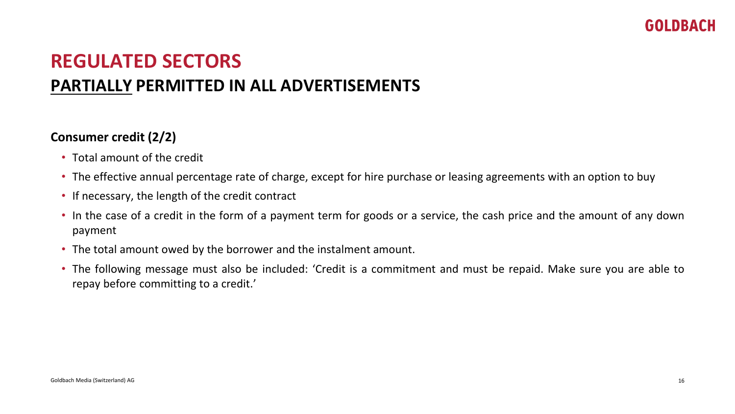# REGULATED SECTORS

## PARTIALLY PERMITTED IN ALL ADVERTISEMENTS

**Consumer credit (2/2)**

- Total amount of the credit
- The effective annual percentage rate of charge, except for hire purchase or leasing agreements with an option to buy
- If necessary, the length of the credit contract
- In the case of a credit in the form of a payment term for goods or a service, the cash price and the amount of any down payment
- The total amount owed by the borrower and the instalment amount.
- The following message must also be included: 'Credit is a commitment and must be repaid. Make sure you are able to repay before committing to a credit.'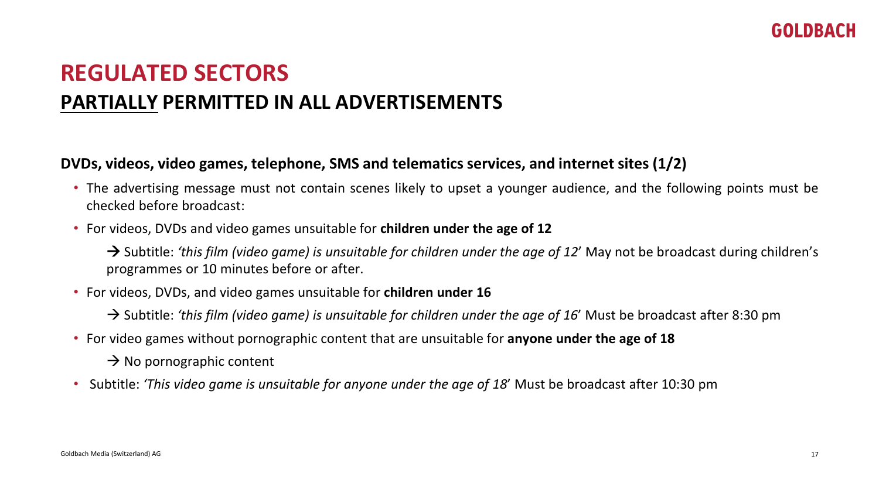# REGULATED SECTORS

## <u>PARTIALLY</u> PERMITTED IN ALL ADVERTISEMENTS

**DVDs, videos, video games, telephone, SMS and telematics services, and internet sites (1/2)**

- The advertising message must not contain scenes likely to upset a younger audience, and the following points must be checked before broadcast:
- For videos, DVDs and video games unsuitable for **children under the age of 12**

  → Subtitle: *'this film (video game) is unsuitable for children under the age of 12*' May not be broadcast during children's programmes or 10 minutes before or after.

- For videos, DVDs, and video games unsuitable for **children under 16**

  → Subtitle: *'this film (video game) is unsuitable for children under the age of 16*' Must be broadcast after 8:30 pm

- For video games without pornographic content that are unsuitable for **anyone under the age of 18**

  → No pornographic content

- Subtitle: *'This video game is unsuitable for anyone under the age of 18*' Must be broadcast after 10:30 pm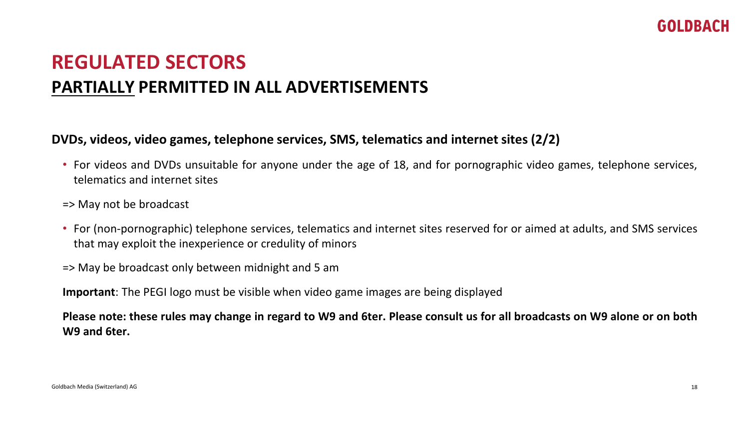# REGULATED SECTORS

## PARTIALLY PERMITTED IN ALL ADVERTISEMENTS

**DVDs, videos, video games, telephone services, SMS, telematics and internet sites (2/2)**

- For videos and DVDs unsuitable for anyone under the age of 18, and for pornographic video games, telephone services, telematics and internet sites

=> May not be broadcast

- For (non-pornographic) telephone services, telematics and internet sites reserved for or aimed at adults, and SMS services that may exploit the inexperience or credulity of minors

=> May be broadcast only between midnight and 5 am

**Important**: The PEGI logo must be visible when video game images are being displayed

**Please note: these rules may change in regard to W9 and 6ter. Please consult us for all broadcasts on W9 alone or on both W9 and 6ter.**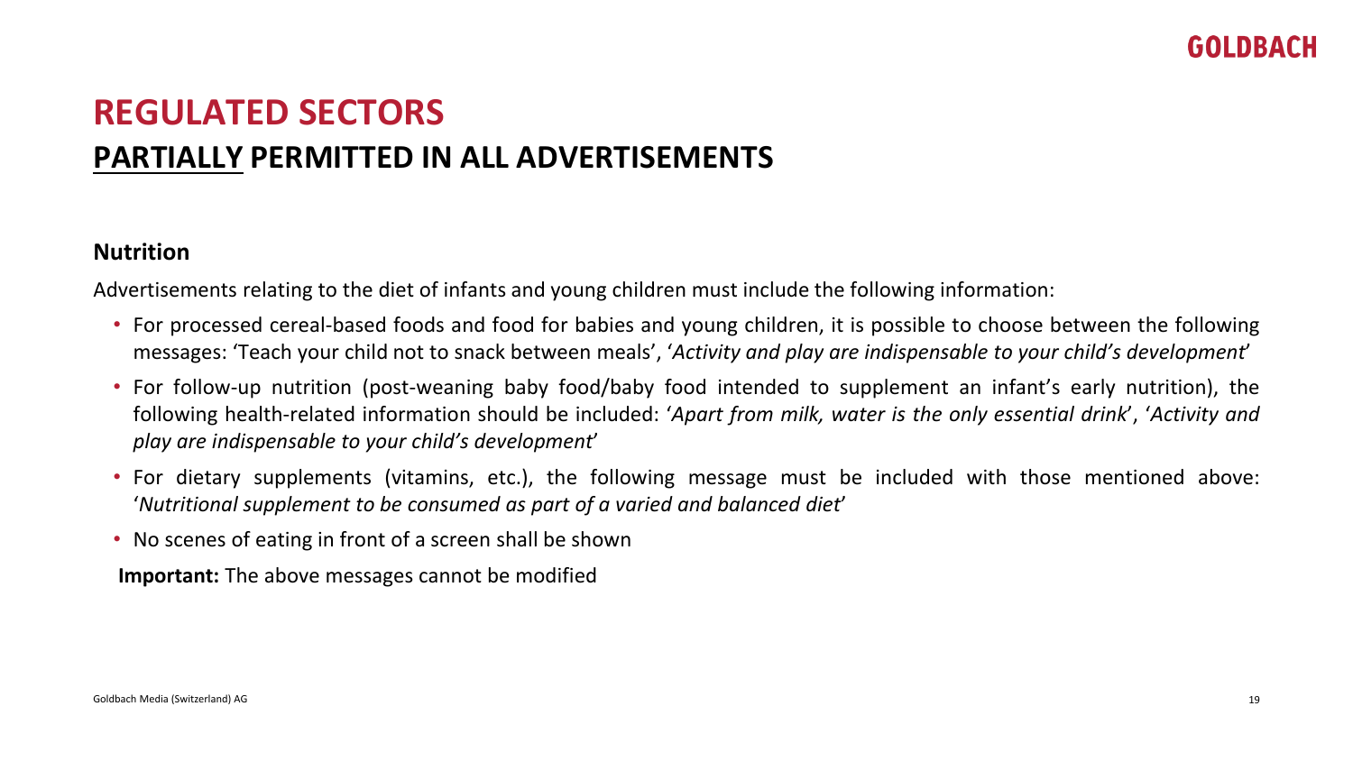# REGULATED SECTORS

## PARTIALLY PERMITTED IN ALL ADVERTISEMENTS

### Nutrition

Advertisements relating to the diet of infants and young children must include the following information:

- For processed cereal-based foods and food for babies and young children, it is possible to choose between the following messages: 'Teach your child not to snack between meals', '*Activity and play are indispensable to your child's development*'
- For follow-up nutrition (post-weaning baby food/baby food intended to supplement an infant's early nutrition), the following health-related information should be included: '*Apart from milk, water is the only essential drink*', '*Activity and play are indispensable to your child's development*'
- For dietary supplements (vitamins, etc.), the following message must be included with those mentioned above: '*Nutritional supplement to be consumed as part of a varied and balanced diet*'
- No scenes of eating in front of a screen shall be shown

**Important:** The above messages cannot be modified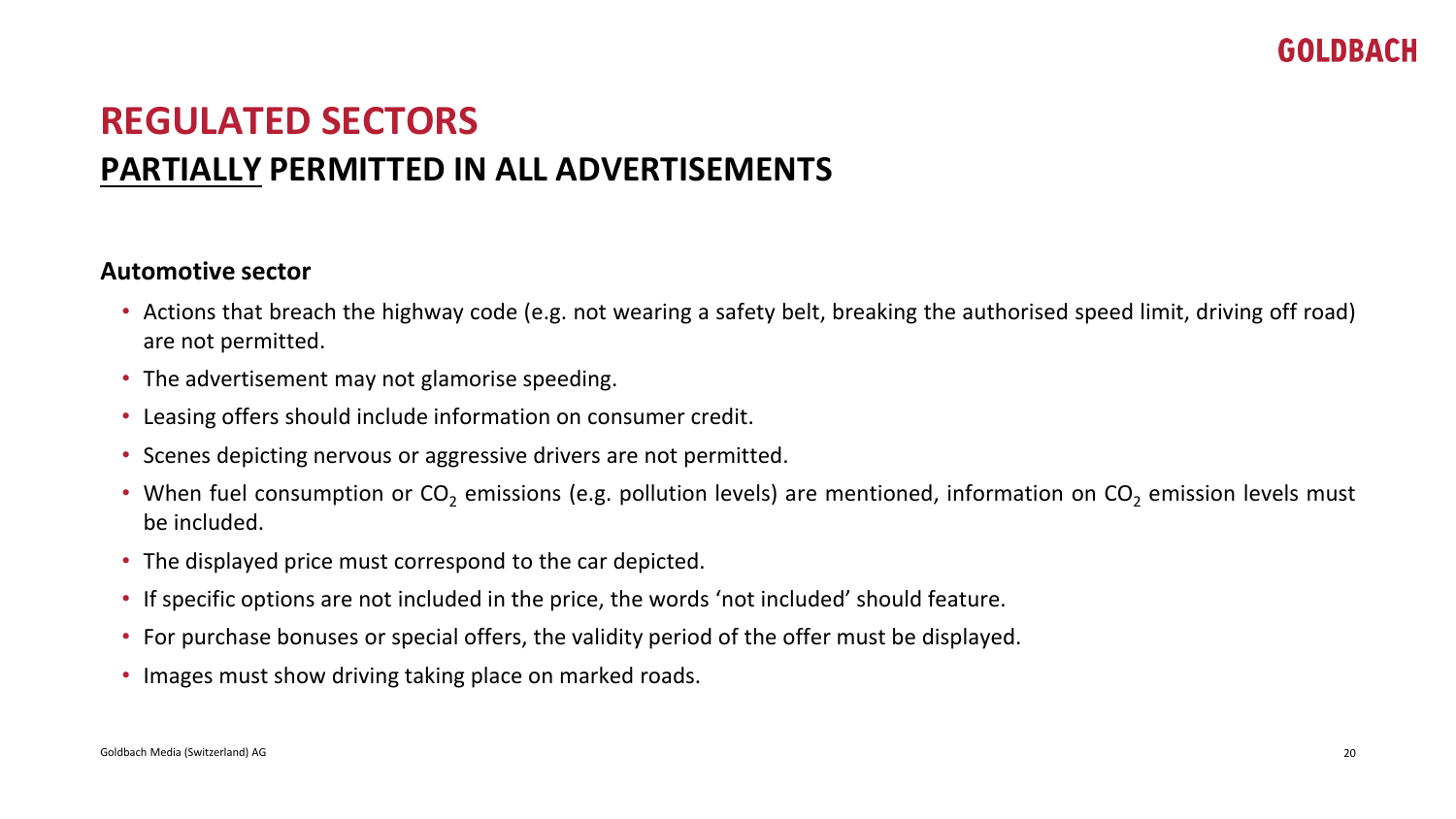# REGULATED SECTORS

## PARTIALLY PERMITTED IN ALL ADVERTISEMENTS

**Automotive sector**

- Actions that breach the highway code (e.g. not wearing a safety belt, breaking the authorised speed limit, driving off road) are not permitted.
- The advertisement may not glamorise speeding.
- Leasing offers should include information on consumer credit.
- Scenes depicting nervous or aggressive drivers are not permitted.
- When fuel consumption or $CO_2$ emissions (e.g. pollution levels) are mentioned, information on $CO_2$ emission levels must be included.
- The displayed price must correspond to the car depicted.
- If specific options are not included in the price, the words 'not included' should feature.
- For purchase bonuses or special offers, the validity period of the offer must be displayed.
- Images must show driving taking place on marked roads.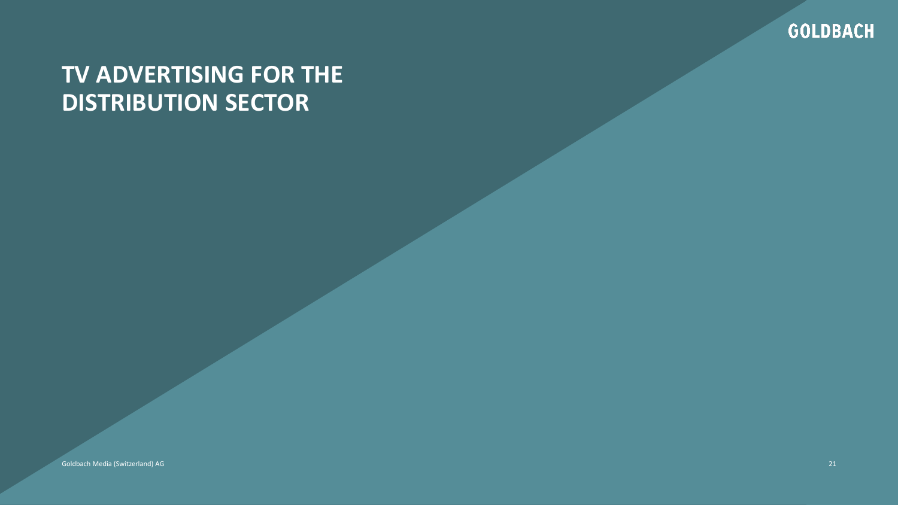# TV ADVERTISING FOR THE DISTRIBUTION SECTOR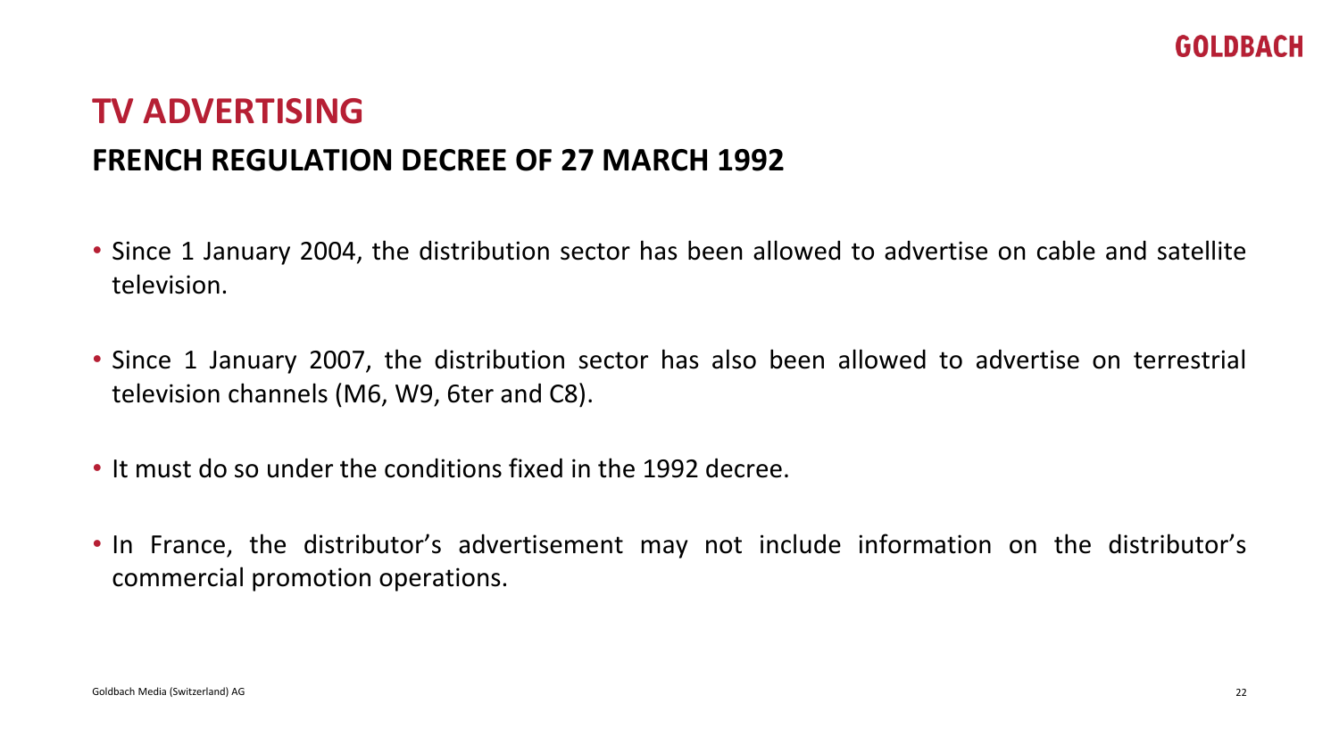# TV ADVERTISING

## FRENCH REGULATION DECREE OF 27 MARCH 1992

- Since 1 January 2004, the distribution sector has been allowed to advertise on cable and satellite television.
- Since 1 January 2007, the distribution sector has also been allowed to advertise on terrestrial television channels (M6, W9, 6ter and C8).
- It must do so under the conditions fixed in the 1992 decree.
- In France, the distributor's advertisement may not include information on the distributor's commercial promotion operations.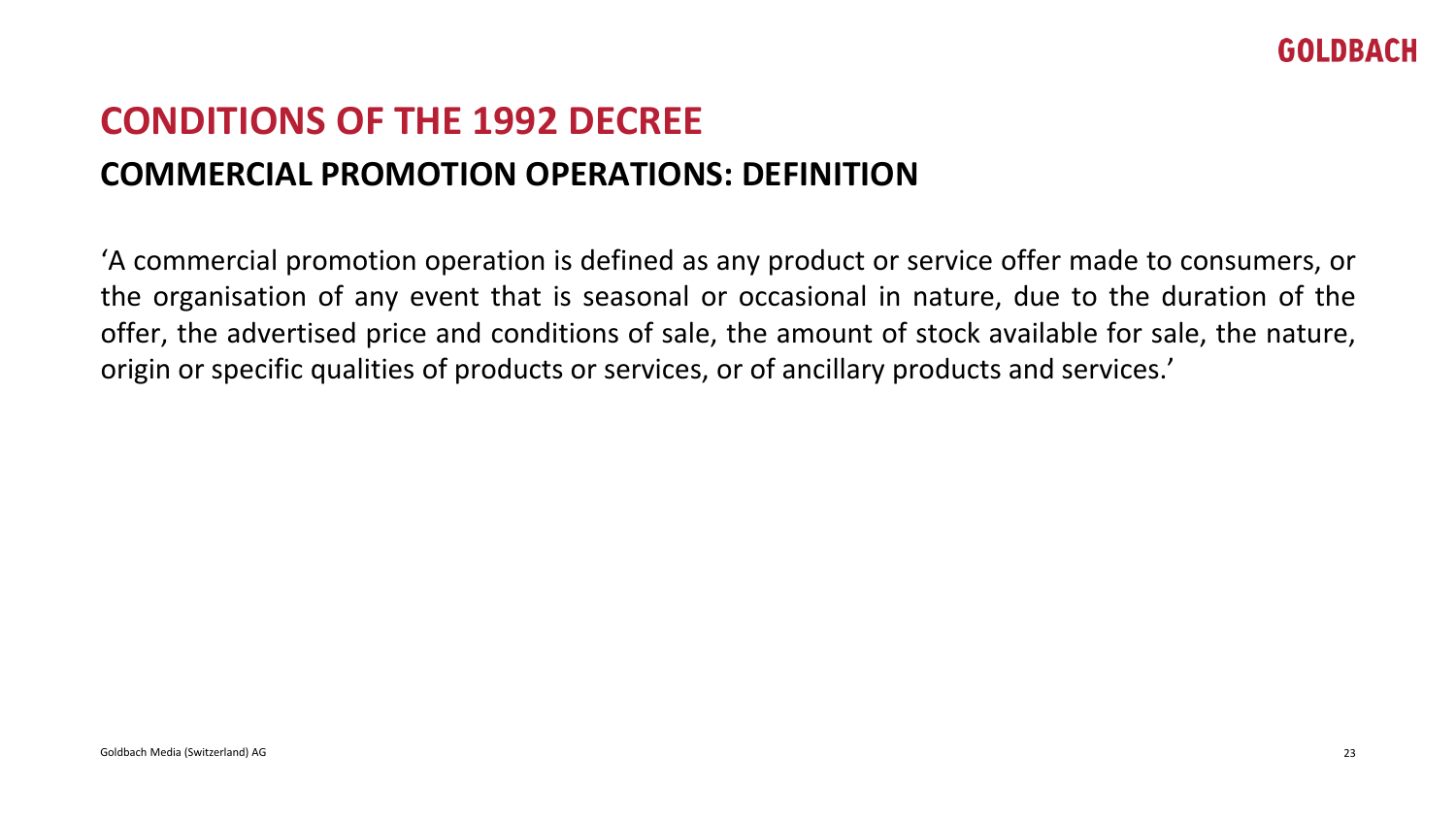# CONDITIONS OF THE 1992 DECREE

## COMMERCIAL PROMOTION OPERATIONS: DEFINITION

'A commercial promotion operation is defined as any product or service offer made to consumers, or the organisation of any event that is seasonal or occasional in nature, due to the duration of the offer, the advertised price and conditions of sale, the amount of stock available for sale, the nature, origin or specific qualities of products or services, or of ancillary products and services.'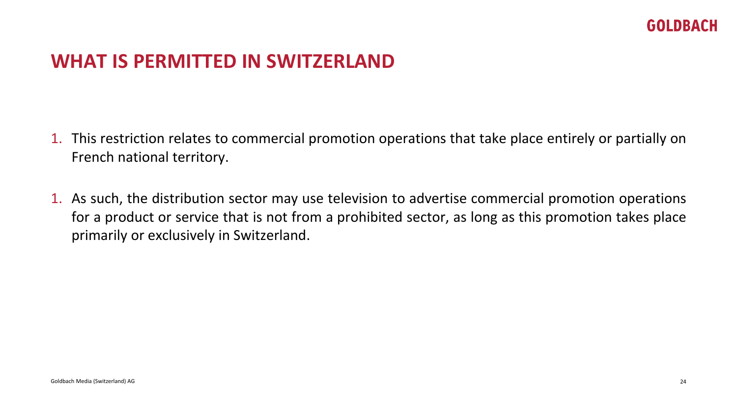# WHAT IS PERMITTED IN SWITZERLAND

1. This restriction relates to commercial promotion operations that take place entirely or partially on French national territory.

1. As such, the distribution sector may use television to advertise commercial promotion operations for a product or service that is not from a prohibited sector, as long as this promotion takes place primarily or exclusively in Switzerland.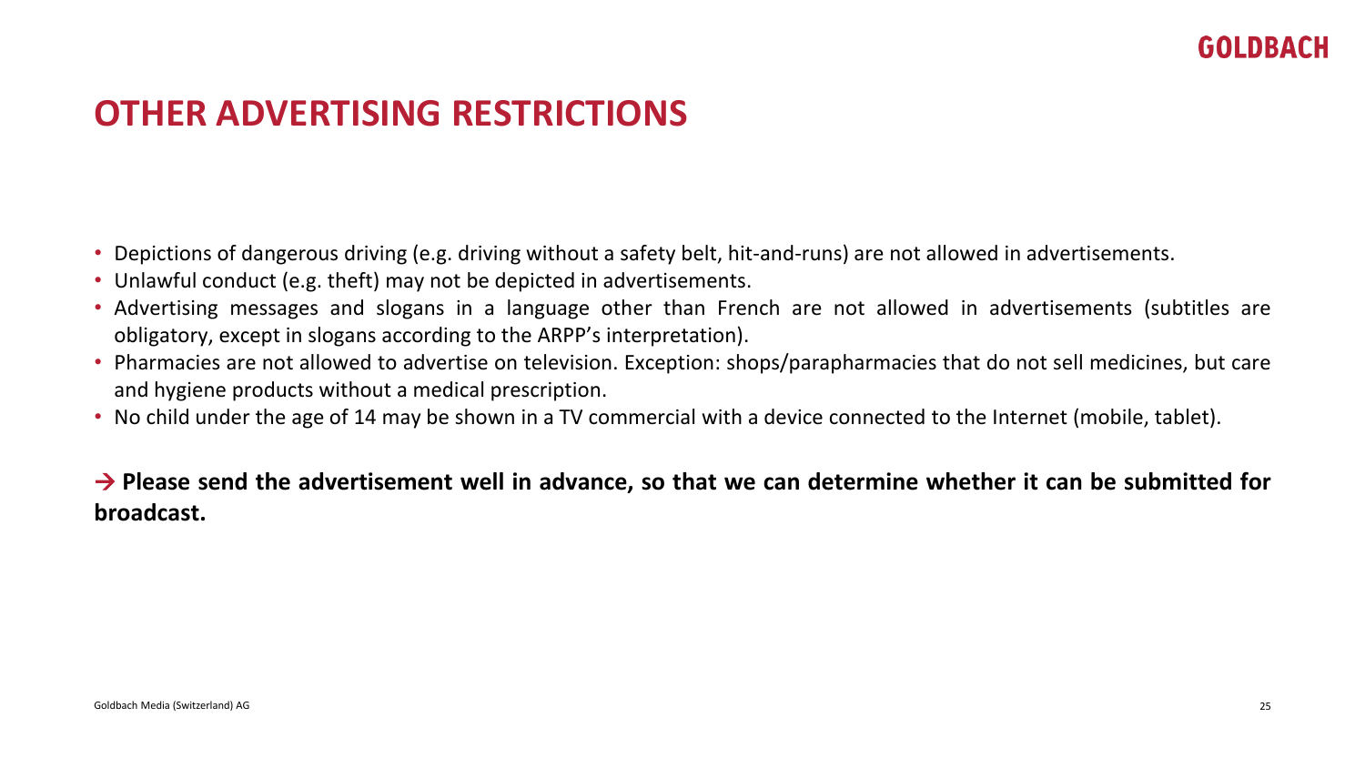# OTHER ADVERTISING RESTRICTIONS

- Depictions of dangerous driving (e.g. driving without a safety belt, hit-and-runs) are not allowed in advertisements.
- Unlawful conduct (e.g. theft) may not be depicted in advertisements.
- Advertising messages and slogans in a language other than French are not allowed in advertisements (subtitles are obligatory, except in slogans according to the ARPP's interpretation).
- Pharmacies are not allowed to advertise on television. Exception: shops/parapharmacies that do not sell medicines, but care and hygiene products without a medical prescription.
- No child under the age of 14 may be shown in a TV commercial with a device connected to the Internet (mobile, tablet).

**→ Please send the advertisement well in advance, so that we can determine whether it can be submitted for broadcast.**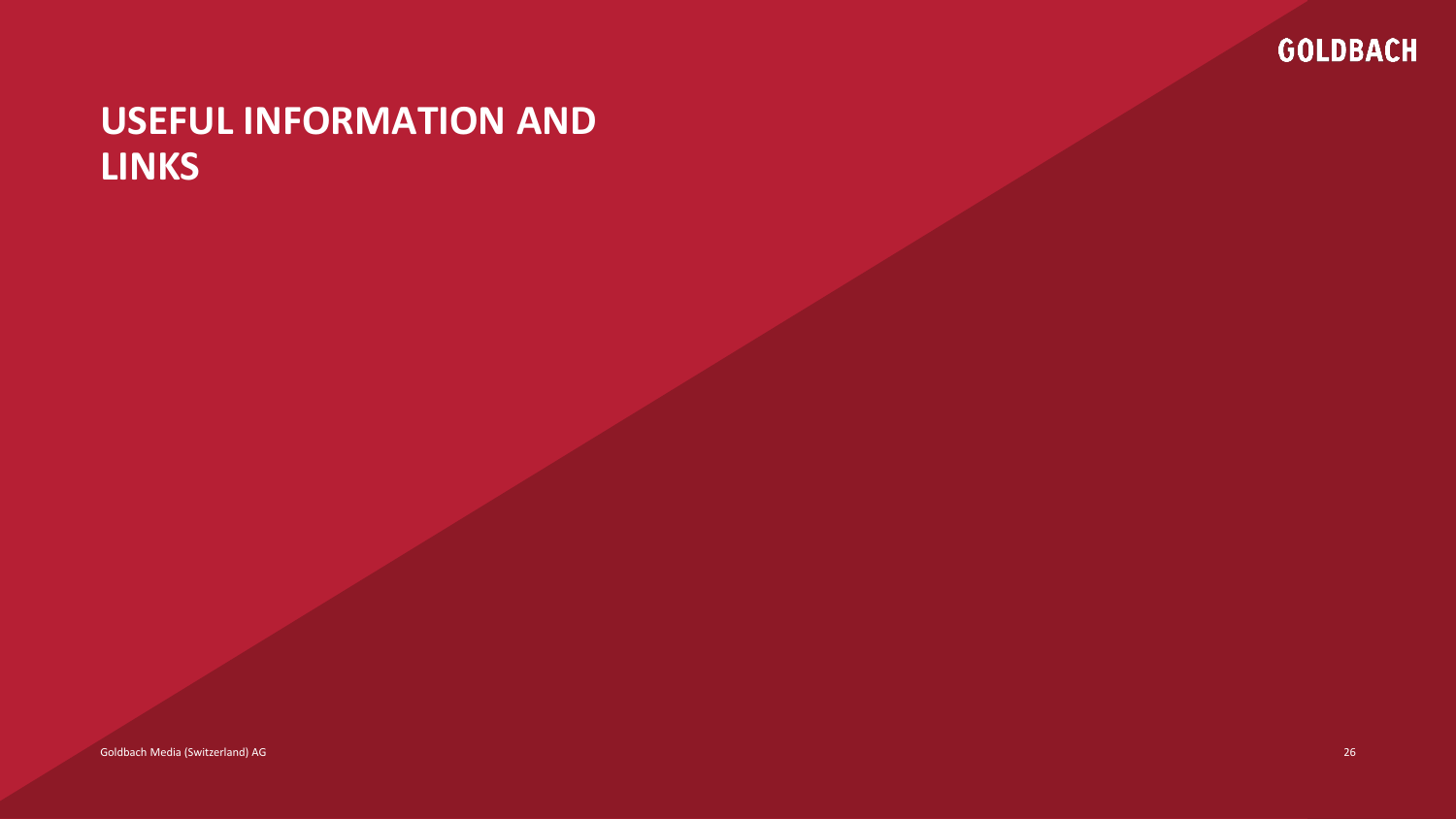# USEFUL INFORMATION AND LINKS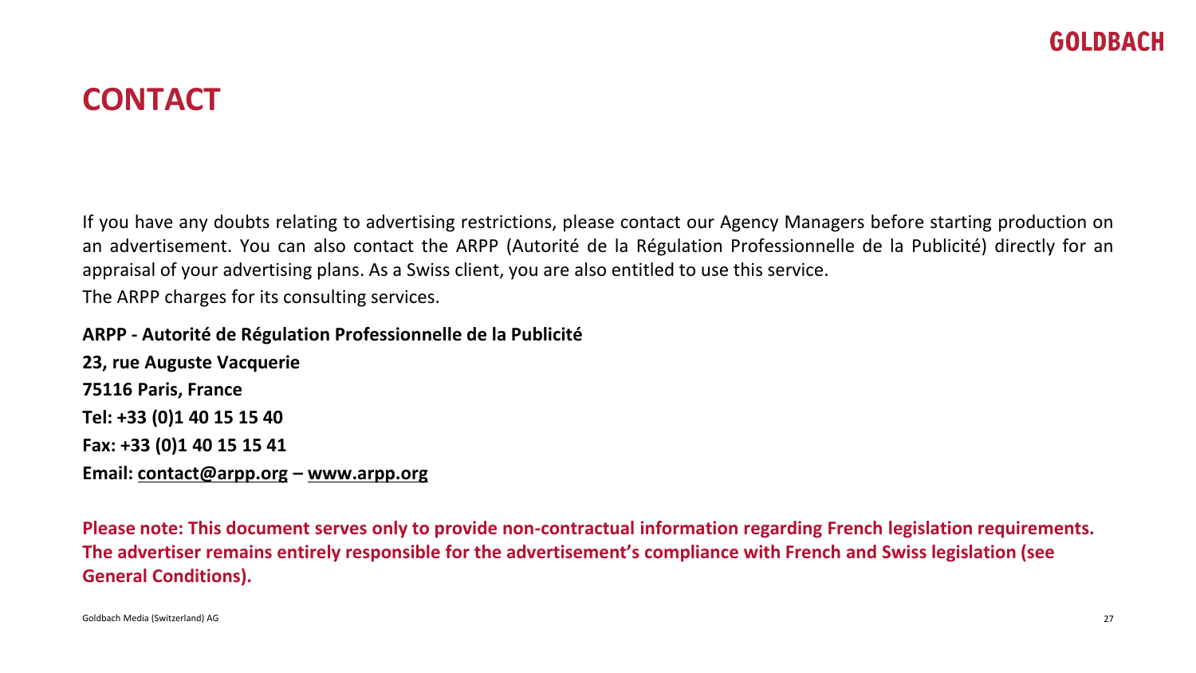# CONTACT

If you have any doubts relating to advertising restrictions, please contact our Agency Managers before starting production on an advertisement. You can also contact the ARPP (Autorité de la Régulation Professionnelle de la Publicité) directly for an appraisal of your advertising plans. As a Swiss client, you are also entitled to use this service.

The ARPP charges for its consulting services.

**ARPP - Autorité de Régulation Professionnelle de la Publicité**

**23, rue Auguste Vacquerie**

**75116 Paris, France**

**Tel: +33 (0)1 40 15 15 40**

**Fax: +33 (0)1 40 15 15 41**

**Email: contact@arpp.org – www.arpp.org**

**Please note: This document serves only to provide non-contractual information regarding French legislation requirements. The advertiser remains entirely responsible for the advertisement's compliance with French and Swiss legislation (see General Conditions).**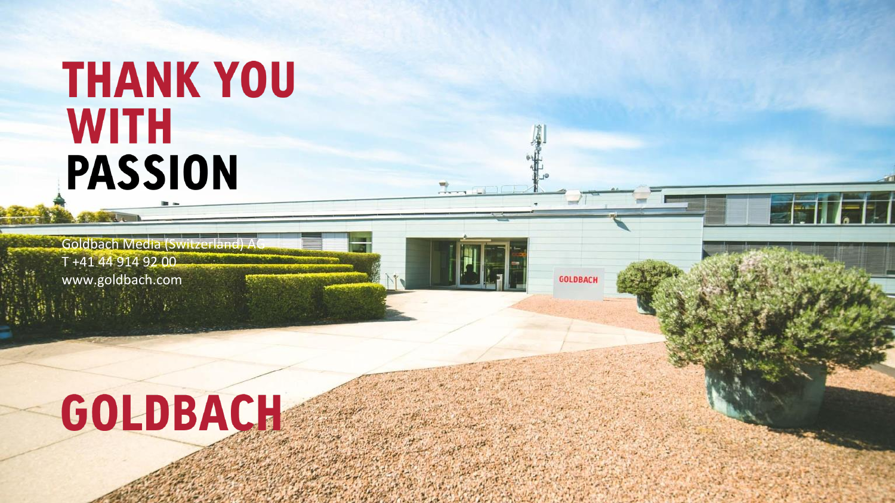# THANK YOU WITH PASSION

Goldbach Media (Switzerland) AG
T +41 44 914 92 00
www.goldbach.com

GOLDBACH